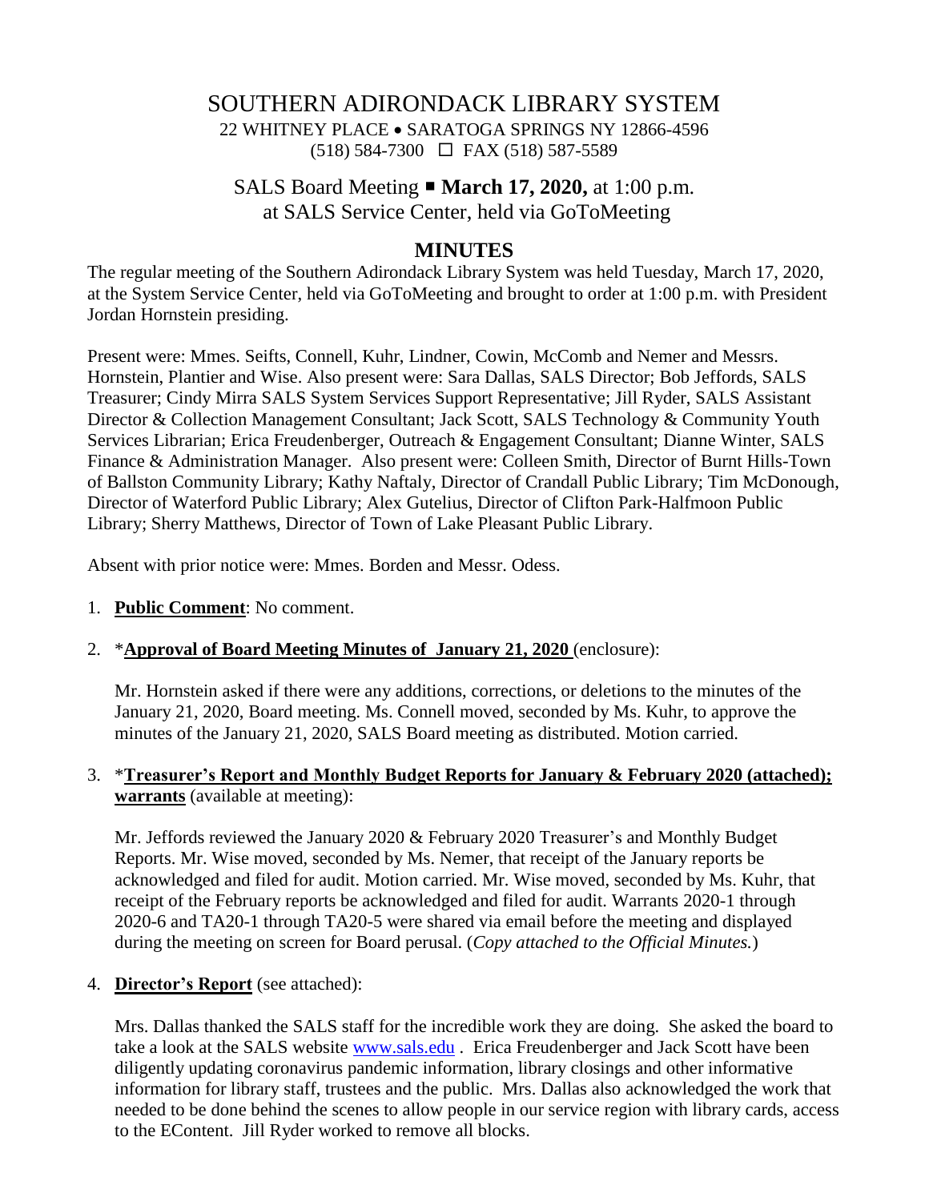# SOUTHERN ADIRONDACK LIBRARY SYSTEM

22 WHITNEY PLACE • SARATOGA SPRINGS NY 12866-4596
(518) 584-7300 ☐ FAX (518) 587-5589

## SALS Board Meeting ▪ **March 17, 2020,** at 1:00 p.m. at SALS Service Center, held via GoToMeeting

## MINUTES

The regular meeting of the Southern Adirondack Library System was held Tuesday, March 17, 2020, at the System Service Center, held via GoToMeeting and brought to order at 1:00 p.m. with President Jordan Hornstein presiding.

Present were: Mmes. Seifts, Connell, Kuhr, Lindner, Cowin, McComb and Nemer and Messrs. Hornstein, Plantier and Wise. Also present were: Sara Dallas, SALS Director; Bob Jeffords, SALS Treasurer; Cindy Mirra SALS System Services Support Representative; Jill Ryder, SALS Assistant Director & Collection Management Consultant; Jack Scott, SALS Technology & Community Youth Services Librarian; Erica Freudenberger, Outreach & Engagement Consultant; Dianne Winter, SALS Finance & Administration Manager. Also present were: Colleen Smith, Director of Burnt Hills-Town of Ballston Community Library; Kathy Naftaly, Director of Crandall Public Library; Tim McDonough, Director of Waterford Public Library; Alex Gutelius, Director of Clifton Park-Halfmoon Public Library; Sherry Matthews, Director of Town of Lake Pleasant Public Library.

Absent with prior notice were: Mmes. Borden and Messr. Odess.

1. **Public Comment**: No comment.

2. ***Approval of Board Meeting Minutes of January 21, 2020** (enclosure):

   Mr. Hornstein asked if there were any additions, corrections, or deletions to the minutes of the January 21, 2020, Board meeting. Ms. Connell moved, seconded by Ms. Kuhr, to approve the minutes of the January 21, 2020, SALS Board meeting as distributed. Motion carried.

3. ***Treasurer's Report and Monthly Budget Reports for January & February 2020 (attached); warrants** (available at meeting):

   Mr. Jeffords reviewed the January 2020 & February 2020 Treasurer's and Monthly Budget Reports. Mr. Wise moved, seconded by Ms. Nemer, that receipt of the January reports be acknowledged and filed for audit. Motion carried. Mr. Wise moved, seconded by Ms. Kuhr, that receipt of the February reports be acknowledged and filed for audit. Warrants 2020-1 through 2020-6 and TA20-1 through TA20-5 were shared via email before the meeting and displayed during the meeting on screen for Board perusal. (*Copy attached to the Official Minutes.*)

4. **Director's Report** (see attached):

   Mrs. Dallas thanked the SALS staff for the incredible work they are doing. She asked the board to take a look at the SALS website www.sals.edu . Erica Freudenberger and Jack Scott have been diligently updating coronavirus pandemic information, library closings and other informative information for library staff, trustees and the public. Mrs. Dallas also acknowledged the work that needed to be done behind the scenes to allow people in our service region with library cards, access to the EContent. Jill Ryder worked to remove all blocks.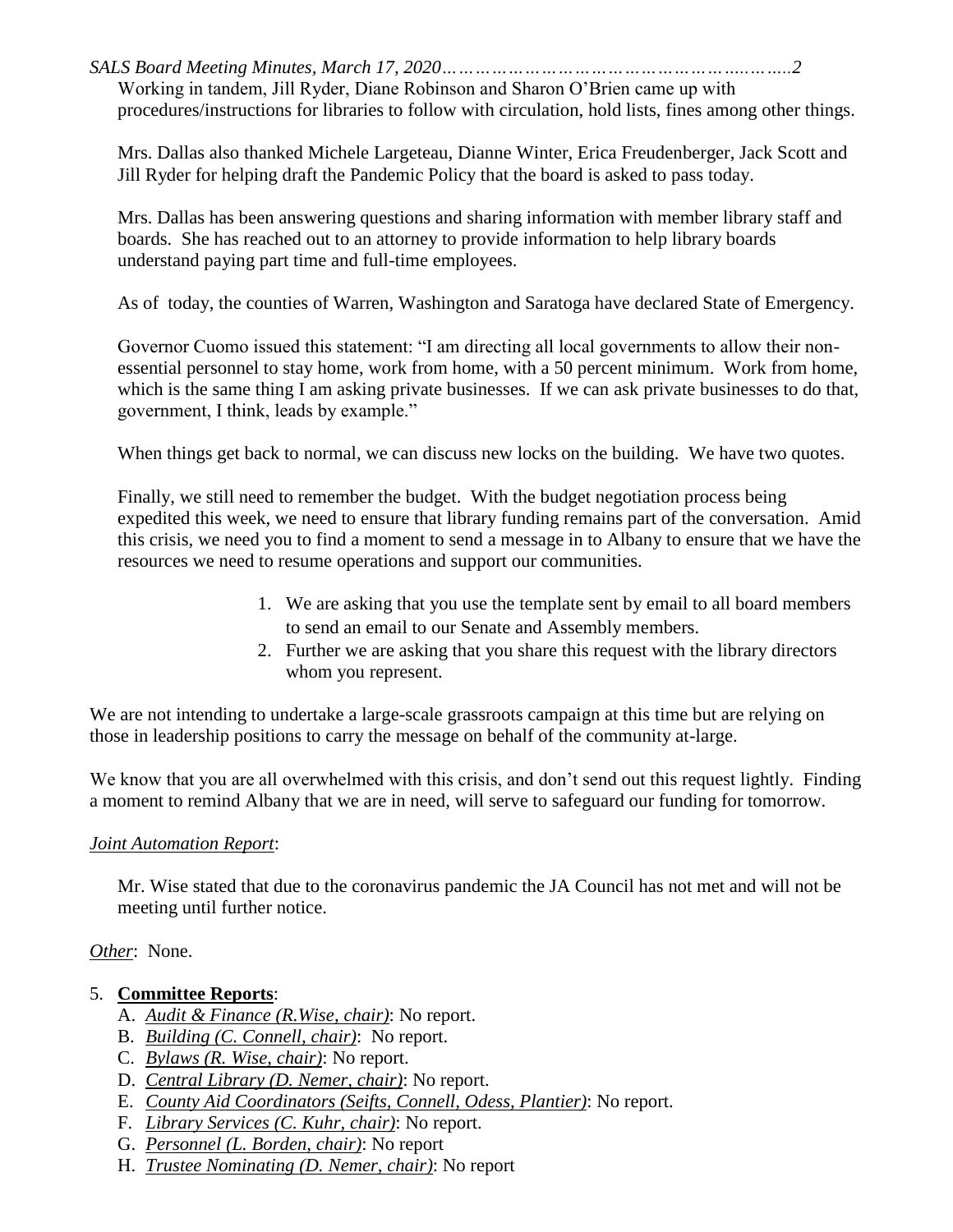Working in tandem, Jill Ryder, Diane Robinson and Sharon O'Brien came up with procedures/instructions for libraries to follow with circulation, hold lists, fines among other things.

Mrs. Dallas also thanked Michele Largeteau, Dianne Winter, Erica Freudenberger, Jack Scott and Jill Ryder for helping draft the Pandemic Policy that the board is asked to pass today.

Mrs. Dallas has been answering questions and sharing information with member library staff and boards. She has reached out to an attorney to provide information to help library boards understand paying part time and full-time employees.

As of today, the counties of Warren, Washington and Saratoga have declared State of Emergency.

Governor Cuomo issued this statement: "I am directing all local governments to allow their non-essential personnel to stay home, work from home, with a 50 percent minimum. Work from home, which is the same thing I am asking private businesses. If we can ask private businesses to do that, government, I think, leads by example."

When things get back to normal, we can discuss new locks on the building. We have two quotes.

Finally, we still need to remember the budget. With the budget negotiation process being expedited this week, we need to ensure that library funding remains part of the conversation. Amid this crisis, we need you to find a moment to send a message in to Albany to ensure that we have the resources we need to resume operations and support our communities.

1. We are asking that you use the template sent by email to all board members to send an email to our Senate and Assembly members.
2. Further we are asking that you share this request with the library directors whom you represent.

We are not intending to undertake a large-scale grassroots campaign at this time but are relying on those in leadership positions to carry the message on behalf of the community at-large.

We know that you are all overwhelmed with this crisis, and don't send out this request lightly. Finding a moment to remind Albany that we are in need, will serve to safeguard our funding for tomorrow.

*Joint Automation Report*:

Mr. Wise stated that due to the coronavirus pandemic the JA Council has not met and will not be meeting until further notice.

*Other*: None.

5. **Committee Reports**:
   - A. *Audit & Finance (R.Wise, chair)*: No report.
   - B. *Building (C. Connell, chair)*: No report.
   - C. *Bylaws (R. Wise, chair)*: No report.
   - D. *Central Library (D. Nemer, chair)*: No report.
   - E. *County Aid Coordinators (Seifts, Connell, Odess, Plantier)*: No report.
   - F. *Library Services (C. Kuhr, chair)*: No report.
   - G. *Personnel (L. Borden, chair)*: No report
   - H. *Trustee Nominating (D. Nemer, chair)*: No report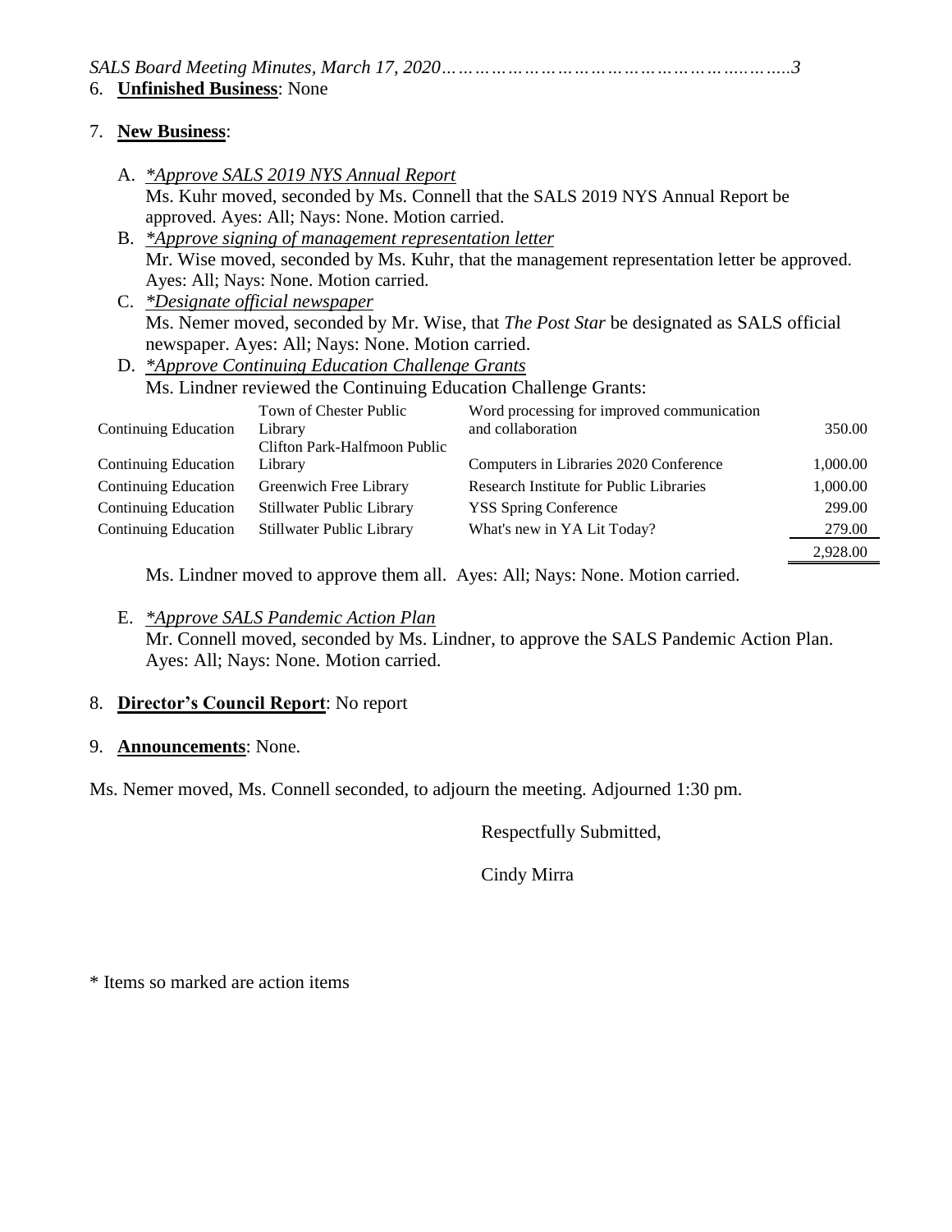6. **Unfinished Business**: None

7. **New Business**:

   A. *\*Approve SALS 2019 NYS Annual Report*
   Ms. Kuhr moved, seconded by Ms. Connell that the SALS 2019 NYS Annual Report be approved. Ayes: All; Nays: None. Motion carried.

   B. *\*Approve signing of management representation letter*
   Mr. Wise moved, seconded by Ms. Kuhr, that the management representation letter be approved. Ayes: All; Nays: None. Motion carried.

   C. *\*Designate official newspaper*
   Ms. Nemer moved, seconded by Mr. Wise, that *The Post Star* be designated as SALS official newspaper. Ayes: All; Nays: None. Motion carried.

   D. *\*Approve Continuing Education Challenge Grants*
   Ms. Lindner reviewed the Continuing Education Challenge Grants:

| | | | |
|---|---|---|---|
| Continuing Education | Town of Chester Public Library | Word processing for improved communication and collaboration | 350.00 |
| Continuing Education | Clifton Park-Halfmoon Public Library | Computers in Libraries 2020 Conference | 1,000.00 |
| Continuing Education | Greenwich Free Library | Research Institute for Public Libraries | 1,000.00 |
| Continuing Education | Stillwater Public Library | YSS Spring Conference | 299.00 |
| Continuing Education | Stillwater Public Library | What's new in YA Lit Today? | 279.00 |
| | | | 2,928.00 |

   Ms. Lindner moved to approve them all. Ayes: All; Nays: None. Motion carried.

   E. *\*Approve SALS Pandemic Action Plan*
   Mr. Connell moved, seconded by Ms. Lindner, to approve the SALS Pandemic Action Plan. Ayes: All; Nays: None. Motion carried.

8. **Director's Council Report**: No report

9. **Announcements**: None.

Ms. Nemer moved, Ms. Connell seconded, to adjourn the meeting. Adjourned 1:30 pm.

Respectfully Submitted,

Cindy Mirra

\* Items so marked are action items